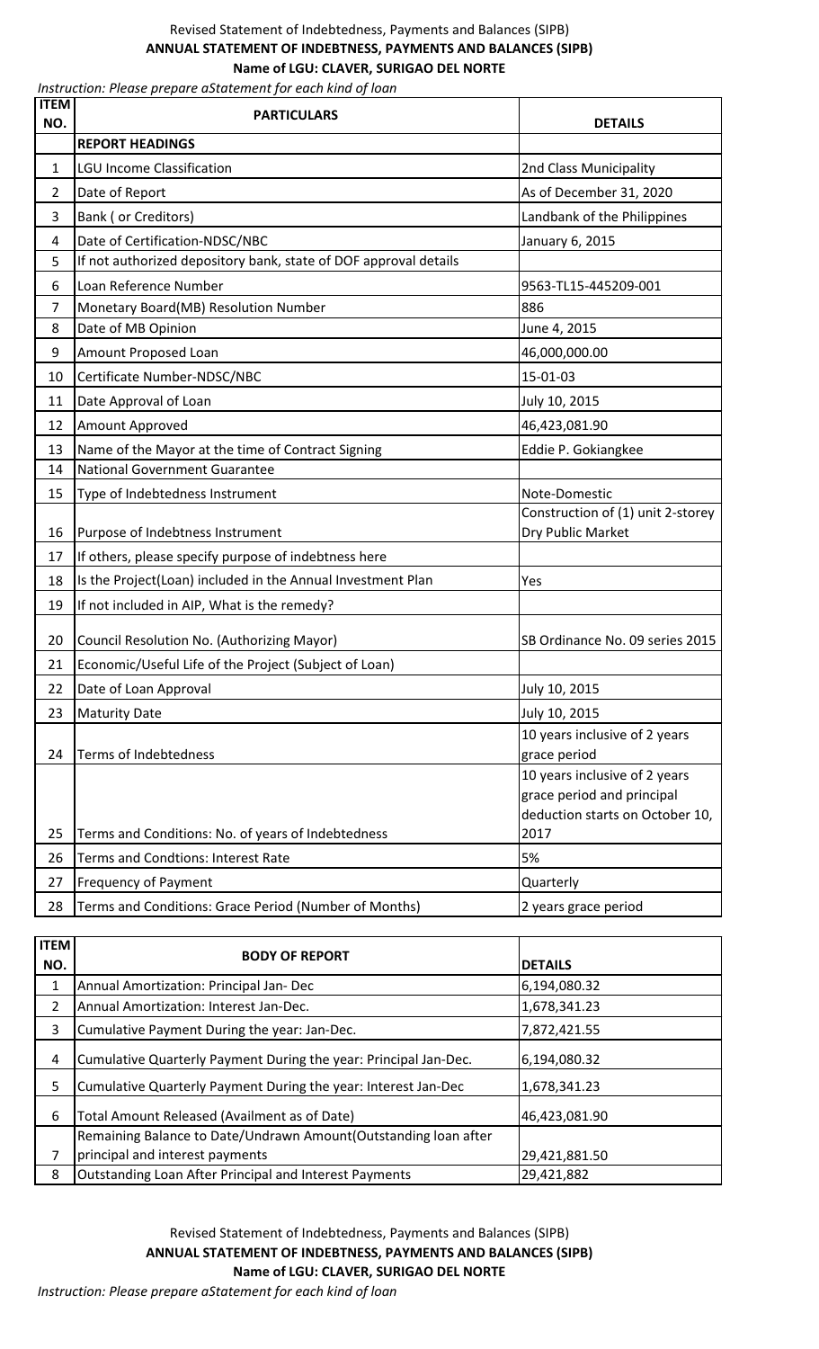Revised Statement of Indebtedness, Payments and Balances (SIPB)

**ANNUAL STATEMENT OF INDEBTNESS, PAYMENTS AND BALANCES (SIPB)**

**Name of LGU: CLAVER, SURIGAO DEL NORTE**

*Instruction: Please prepare aStatement for each kind of loan*

| ITEM NO. | PARTICULARS | DETAILS |
|---|---|---|
| | **REPORT HEADINGS** | |
| 1 | LGU Income Classification | 2nd Class Municipality |
| 2 | Date of Report | As of December 31, 2020 |
| 3 | Bank ( or Creditors) | Landbank of the Philippines |
| 4 | Date of Certification-NDSC/NBC | January 6, 2015 |
| 5 | If not authorized depository bank, state of DOF approval details | |
| 6 | Loan Reference Number | 9563-TL15-445209-001 |
| 7 | Monetary Board(MB) Resolution Number | 886 |
| 8 | Date of MB Opinion | June 4, 2015 |
| 9 | Amount Proposed Loan | 46,000,000.00 |
| 10 | Certificate Number-NDSC/NBC | 15-01-03 |
| 11 | Date Approval of Loan | July 10, 2015 |
| 12 | Amount Approved | 46,423,081.90 |
| 13 | Name of the Mayor at the time of Contract Signing | Eddie P. Gokiangkee |
| 14 | National Government Guarantee | |
| 15 | Type of Indebtedness Instrument | Note-Domestic |
| 16 | Purpose of Indebtness Instrument | Construction of (1) unit 2-storey Dry Public Market |
| 17 | If others, please specify purpose of indebtness here | |
| 18 | Is the Project(Loan) included in the Annual Investment Plan | Yes |
| 19 | If not included in AIP, What is the remedy? | |
| 20 | Council Resolution No. (Authorizing Mayor) | SB Ordinance No. 09 series 2015 |
| 21 | Economic/Useful Life of the Project (Subject of Loan) | |
| 22 | Date of Loan Approval | July 10, 2015 |
| 23 | Maturity Date | July 10, 2015 |
| 24 | Terms of Indebtedness | 10 years inclusive of 2 years grace period |
| 25 | Terms and Conditions: No. of years of Indebtedness | 10 years inclusive of 2 years grace period and principal deduction starts on October 10, 2017 |
| 26 | Terms and Condtions: Interest Rate | 5% |
| 27 | Frequency of Payment | Quarterly |
| 28 | Terms and Conditions: Grace Period (Number of Months) | 2 years grace period |

| ITEM NO. | BODY OF REPORT | DETAILS |
|---|---|---|
| 1 | Annual Amortization: Principal Jan- Dec | 6,194,080.32 |
| 2 | Annual Amortization: Interest Jan-Dec. | 1,678,341.23 |
| 3 | Cumulative Payment During the year: Jan-Dec. | 7,872,421.55 |
| 4 | Cumulative Quarterly Payment During the year: Principal Jan-Dec. | 6,194,080.32 |
| 5 | Cumulative Quarterly Payment During the year: Interest Jan-Dec | 1,678,341.23 |
| 6 | Total Amount Released (Availment as of Date) | 46,423,081.90 |
| 7 | Remaining Balance to Date/Undrawn Amount(Outstanding loan after principal and interest payments | 29,421,881.50 |
| 8 | Outstanding Loan After Principal and Interest Payments | 29,421,882 |

Revised Statement of Indebtedness, Payments and Balances (SIPB)

**ANNUAL STATEMENT OF INDEBTNESS, PAYMENTS AND BALANCES (SIPB)**

**Name of LGU: CLAVER, SURIGAO DEL NORTE**

*Instruction: Please prepare aStatement for each kind of loan*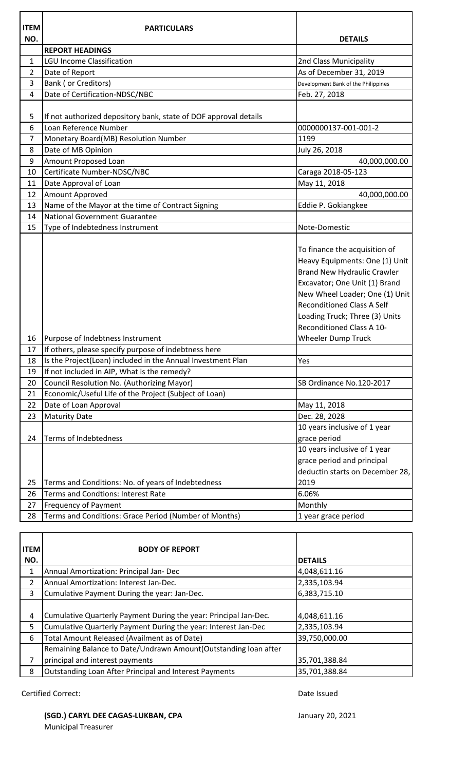| ITEM NO. | PARTICULARS | DETAILS |
|---|---|---|
| | **REPORT HEADINGS** | |
| 1 | LGU Income Classification | 2nd Class Municipality |
| 2 | Date of Report | As of December 31, 2019 |
| 3 | Bank ( or Creditors) | Development Bank of the Philippines |
| 4 | Date of Certification-NDSC/NBC | Feb. 27, 2018 |
| 5 | If not authorized depository bank, state of DOF approval details | |
| 6 | Loan Reference Number | 0000000137-001-001-2 |
| 7 | Monetary Board(MB) Resolution Number | 1199 |
| 8 | Date of MB Opinion | July 26, 2018 |
| 9 | Amount Proposed Loan | 40,000,000.00 |
| 10 | Certificate Number-NDSC/NBC | Caraga 2018-05-123 |
| 11 | Date Approval of Loan | May 11, 2018 |
| 12 | Amount Approved | 40,000,000.00 |
| 13 | Name of the Mayor at the time of Contract Signing | Eddie P. Gokiangkee |
| 14 | National Government Guarantee | |
| 15 | Type of Indebtedness Instrument | Note-Domestic |
| 16 | Purpose of Indebtness Instrument | To finance the acquisition of Heavy Equipments: One (1) Unit Brand New Hydraulic Crawler Excavator; One Unit (1) Brand New Wheel Loader; One (1) Unit Reconditioned Class A Self Loading Truck; Three (3) Units Reconditioned Class A 10-Wheeler Dump Truck |
| 17 | If others, please specify purpose of indebtness here | |
| 18 | Is the Project(Loan) included in the Annual Investment Plan | Yes |
| 19 | If not included in AIP, What is the remedy? | |
| 20 | Council Resolution No. (Authorizing Mayor) | SB Ordinance No.120-2017 |
| 21 | Economic/Useful Life of the Project (Subject of Loan) | |
| 22 | Date of Loan Approval | May 11, 2018 |
| 23 | Maturity Date | Dec. 28, 2028 |
| 24 | Terms of Indebtedness | 10 years inclusive of 1 year grace period |
| 25 | Terms and Conditions: No. of years of Indebtedness | 10 years inclusive of 1 year grace period and principal deductin starts on December 28, 2019 |
| 26 | Terms and Condtions: Interest Rate | 6.06% |
| 27 | Frequency of Payment | Monthly |
| 28 | Terms and Conditions: Grace Period (Number of Months) | 1 year grace period |

| ITEM NO. | BODY OF REPORT | DETAILS |
|---|---|---|
| 1 | Annual Amortization: Principal Jan- Dec | 4,048,611.16 |
| 2 | Annual Amortization: Interest Jan-Dec. | 2,335,103.94 |
| 3 | Cumulative Payment During the year: Jan-Dec. | 6,383,715.10 |
| 4 | Cumulative Quarterly Payment During the year: Principal Jan-Dec. | 4,048,611.16 |
| 5 | Cumulative Quarterly Payment During the year: Interest Jan-Dec | 2,335,103.94 |
| 6 | Total Amount Released (Availment as of Date) | 39,750,000.00 |
| 7 | Remaining Balance to Date/Undrawn Amount(Outstanding loan after principal and interest payments | 35,701,388.84 |
| 8 | Outstanding Loan After Principal and Interest Payments | 35,701,388.84 |

Certified Correct:

**(SGD.) CARYL DEE CAGAS-LUKBAN, CPA**
Municipal Treasurer

Date Issued

January 20, 2021